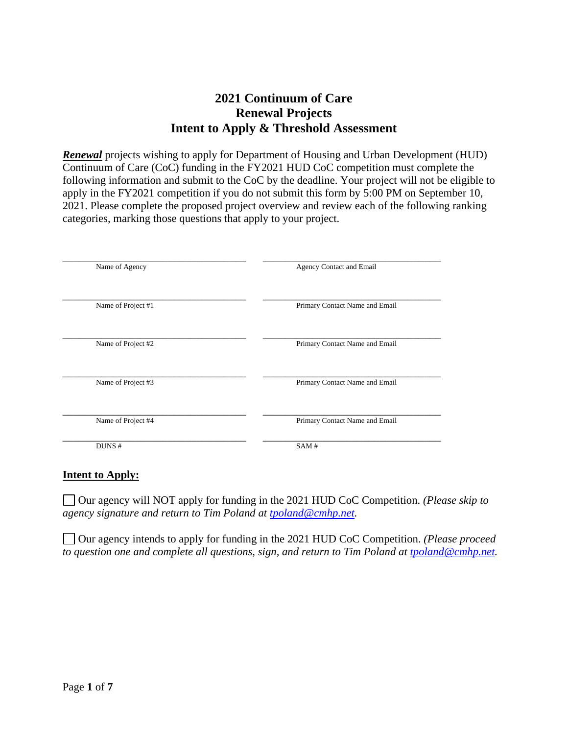# 2021 Continuum of Care
# Renewal Projects
# Intent to Apply & Threshold Assessment

***Renewal*** projects wishing to apply for Department of Housing and Urban Development (HUD) Continuum of Care (CoC) funding in the FY2021 HUD CoC competition must complete the following information and submit to the CoC by the deadline. Your project will not be eligible to apply in the FY2021 competition if you do not submit this form by 5:00 PM on September 10, 2021. Please complete the proposed project overview and review each of the following ranking categories, marking those questions that apply to your project.

| | |
|---|---|
| \_\_\_\_\_\_\_\_\_\_\_\_\_\_\_\_\_\_\_\_\_\_\_\_\_\_\_\_\_\_ | \_\_\_\_\_\_\_\_\_\_\_\_\_\_\_\_\_\_\_\_\_\_\_\_\_\_\_\_\_\_ |
| Name of Agency | Agency Contact and Email |
| \_\_\_\_\_\_\_\_\_\_\_\_\_\_\_\_\_\_\_\_\_\_\_\_\_\_\_\_\_\_ | \_\_\_\_\_\_\_\_\_\_\_\_\_\_\_\_\_\_\_\_\_\_\_\_\_\_\_\_\_\_ |
| Name of Project #1 | Primary Contact Name and Email |
| \_\_\_\_\_\_\_\_\_\_\_\_\_\_\_\_\_\_\_\_\_\_\_\_\_\_\_\_\_\_ | \_\_\_\_\_\_\_\_\_\_\_\_\_\_\_\_\_\_\_\_\_\_\_\_\_\_\_\_\_\_ |
| Name of Project #2 | Primary Contact Name and Email |
| \_\_\_\_\_\_\_\_\_\_\_\_\_\_\_\_\_\_\_\_\_\_\_\_\_\_\_\_\_\_ | \_\_\_\_\_\_\_\_\_\_\_\_\_\_\_\_\_\_\_\_\_\_\_\_\_\_\_\_\_\_ |
| Name of Project #3 | Primary Contact Name and Email |
| \_\_\_\_\_\_\_\_\_\_\_\_\_\_\_\_\_\_\_\_\_\_\_\_\_\_\_\_\_\_ | \_\_\_\_\_\_\_\_\_\_\_\_\_\_\_\_\_\_\_\_\_\_\_\_\_\_\_\_\_\_ |
| Name of Project #4 | Primary Contact Name and Email |
| \_\_\_\_\_\_\_\_\_\_\_\_\_\_\_\_\_\_\_\_\_\_\_\_\_\_\_\_\_\_ | \_\_\_\_\_\_\_\_\_\_\_\_\_\_\_\_\_\_\_\_\_\_\_\_\_\_\_\_\_\_ |
| DUNS # | SAM # |

## <u>Intent to Apply:</u>

☐ Our agency will NOT apply for funding in the 2021 HUD CoC Competition. *(Please skip to agency signature and return to Tim Poland at tpoland@cmhp.net.*

☐ Our agency intends to apply for funding in the 2021 HUD CoC Competition. *(Please proceed to question one and complete all questions, sign, and return to Tim Poland at tpoland@cmhp.net.*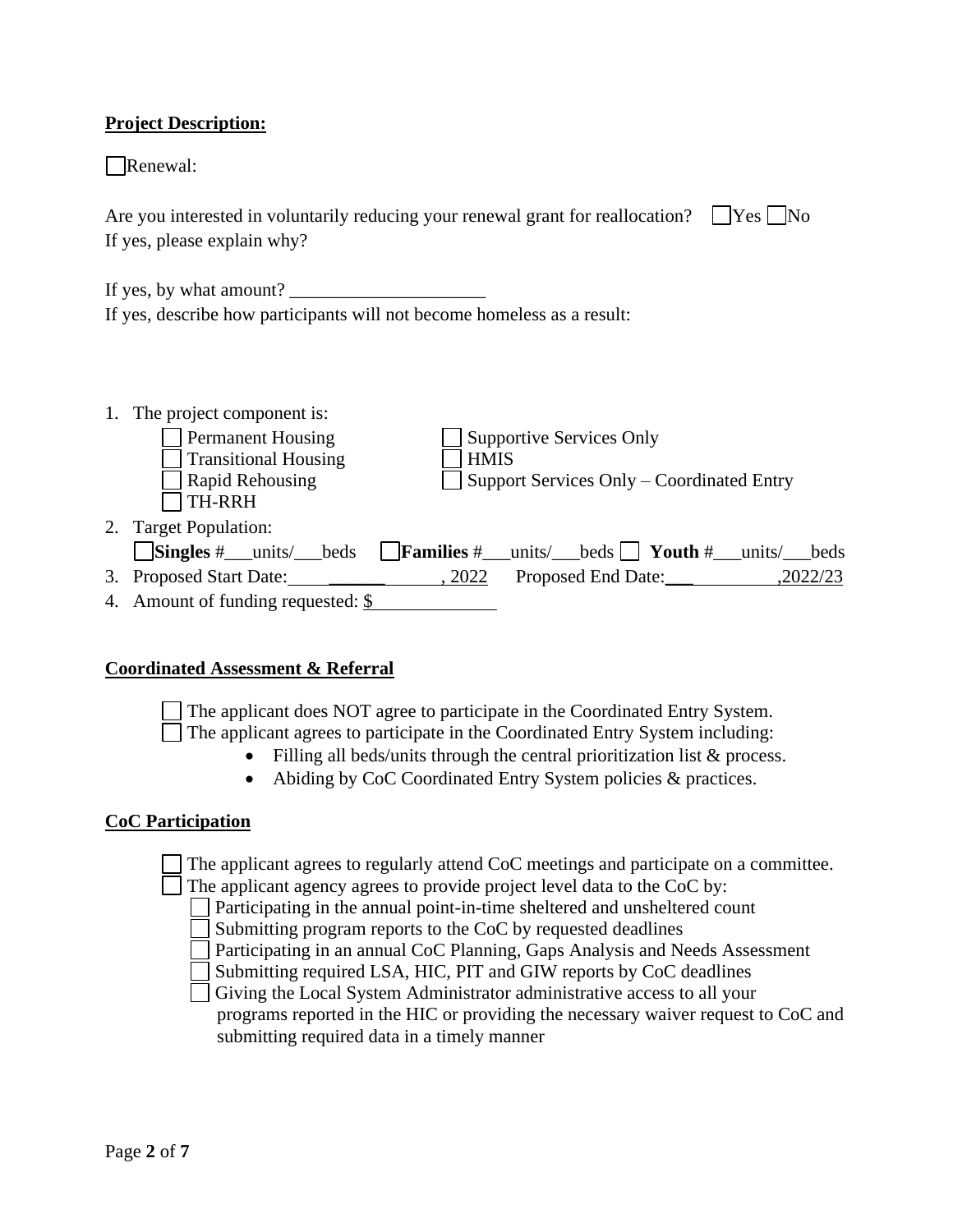**Project Description:**

☐ Renewal:

Are you interested in voluntarily reducing your renewal grant for reallocation? ☐ Yes ☐ No
If yes, please explain why?

If yes, by what amount? ____________________
If yes, describe how participants will not become homeless as a result:

1. The project component is:
   - ☐ Permanent Housing
   - ☐ Transitional Housing
   - ☐ Rapid Rehousing
   - ☐ TH-RRH
   - ☐ Supportive Services Only
   - ☐ HMIS
   - ☐ Support Services Only – Coordinated Entry
2. Target Population:
   ☐ **Singles** #___units/___beds ☐ **Families** #___units/___beds ☐ **Youth** #___units/___beds
3. Proposed Start Date:____________, 2022 Proposed End Date:____________,2022/23
4. Amount of funding requested: $____________

**Coordinated Assessment & Referral**

☐ The applicant does NOT agree to participate in the Coordinated Entry System.
☐ The applicant agrees to participate in the Coordinated Entry System including:

- Filling all beds/units through the central prioritization list & process.
- Abiding by CoC Coordinated Entry System policies & practices.

**CoC Participation**

☐ The applicant agrees to regularly attend CoC meetings and participate on a committee.
☐ The applicant agency agrees to provide project level data to the CoC by:

- ☐ Participating in the annual point-in-time sheltered and unsheltered count
- ☐ Submitting program reports to the CoC by requested deadlines
- ☐ Participating in an annual CoC Planning, Gaps Analysis and Needs Assessment
- ☐ Submitting required LSA, HIC, PIT and GIW reports by CoC deadlines
- ☐ Giving the Local System Administrator administrative access to all your programs reported in the HIC or providing the necessary waiver request to CoC and submitting required data in a timely manner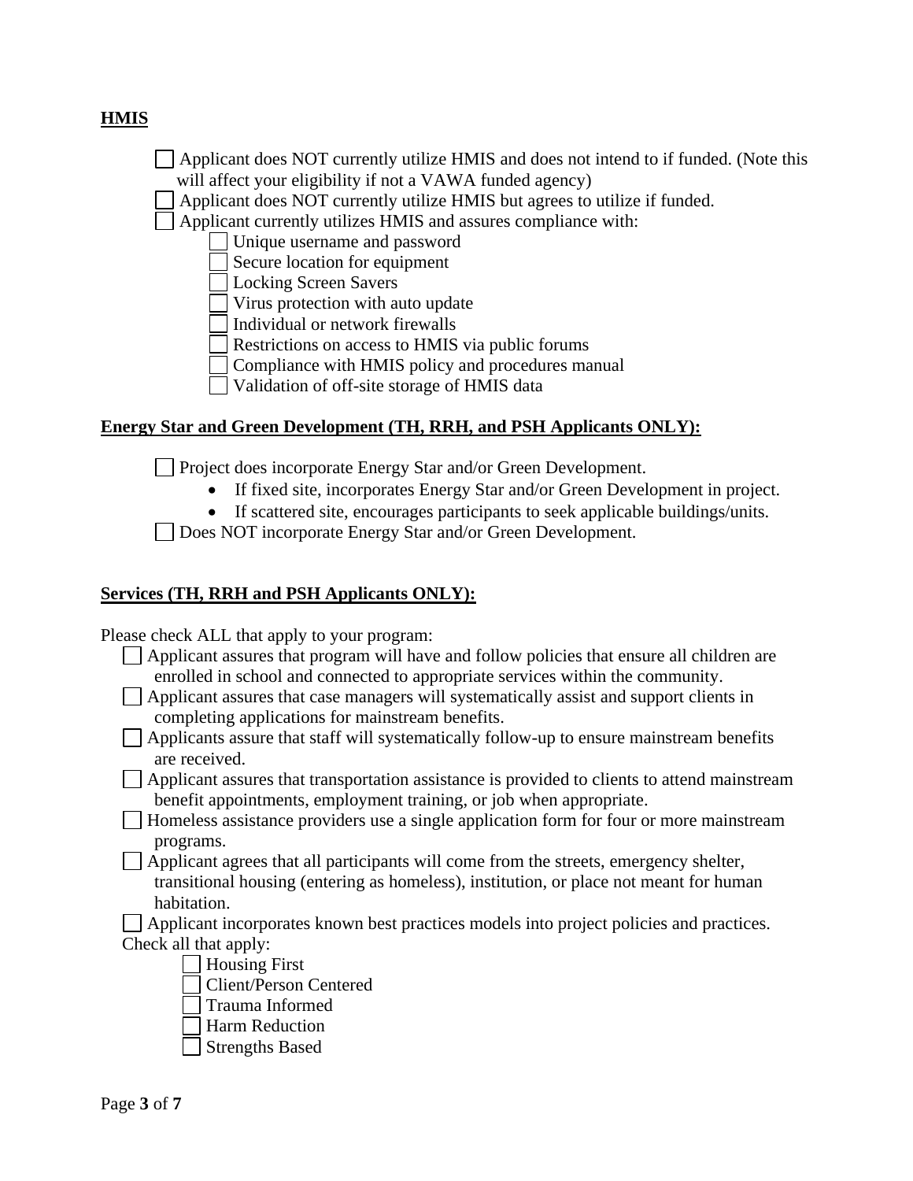**HMIS**

- [ ] Applicant does NOT currently utilize HMIS and does not intend to if funded. (Note this will affect your eligibility if not a VAWA funded agency)
- [ ] Applicant does NOT currently utilize HMIS but agrees to utilize if funded.
- [ ] Applicant currently utilizes HMIS and assures compliance with:
  - [ ] Unique username and password
  - [ ] Secure location for equipment
  - [ ] Locking Screen Savers
  - [ ] Virus protection with auto update
  - [ ] Individual or network firewalls
  - [ ] Restrictions on access to HMIS via public forums
  - [ ] Compliance with HMIS policy and procedures manual
  - [ ] Validation of off-site storage of HMIS data

**Energy Star and Green Development (TH, RRH, and PSH Applicants ONLY):**

- [ ] Project does incorporate Energy Star and/or Green Development.
  - If fixed site, incorporates Energy Star and/or Green Development in project.
  - If scattered site, encourages participants to seek applicable buildings/units.
- [ ] Does NOT incorporate Energy Star and/or Green Development.

**Services (TH, RRH and PSH Applicants ONLY):**

Please check ALL that apply to your program:

- [ ] Applicant assures that program will have and follow policies that ensure all children are enrolled in school and connected to appropriate services within the community.
- [ ] Applicant assures that case managers will systematically assist and support clients in completing applications for mainstream benefits.
- [ ] Applicants assure that staff will systematically follow-up to ensure mainstream benefits are received.
- [ ] Applicant assures that transportation assistance is provided to clients to attend mainstream benefit appointments, employment training, or job when appropriate.
- [ ] Homeless assistance providers use a single application form for four or more mainstream programs.
- [ ] Applicant agrees that all participants will come from the streets, emergency shelter, transitional housing (entering as homeless), institution, or place not meant for human habitation.
- [ ] Applicant incorporates known best practices models into project policies and practices.

Check all that apply:

  - [ ] Housing First
  - [ ] Client/Person Centered
  - [ ] Trauma Informed
  - [ ] Harm Reduction
  - [ ] Strengths Based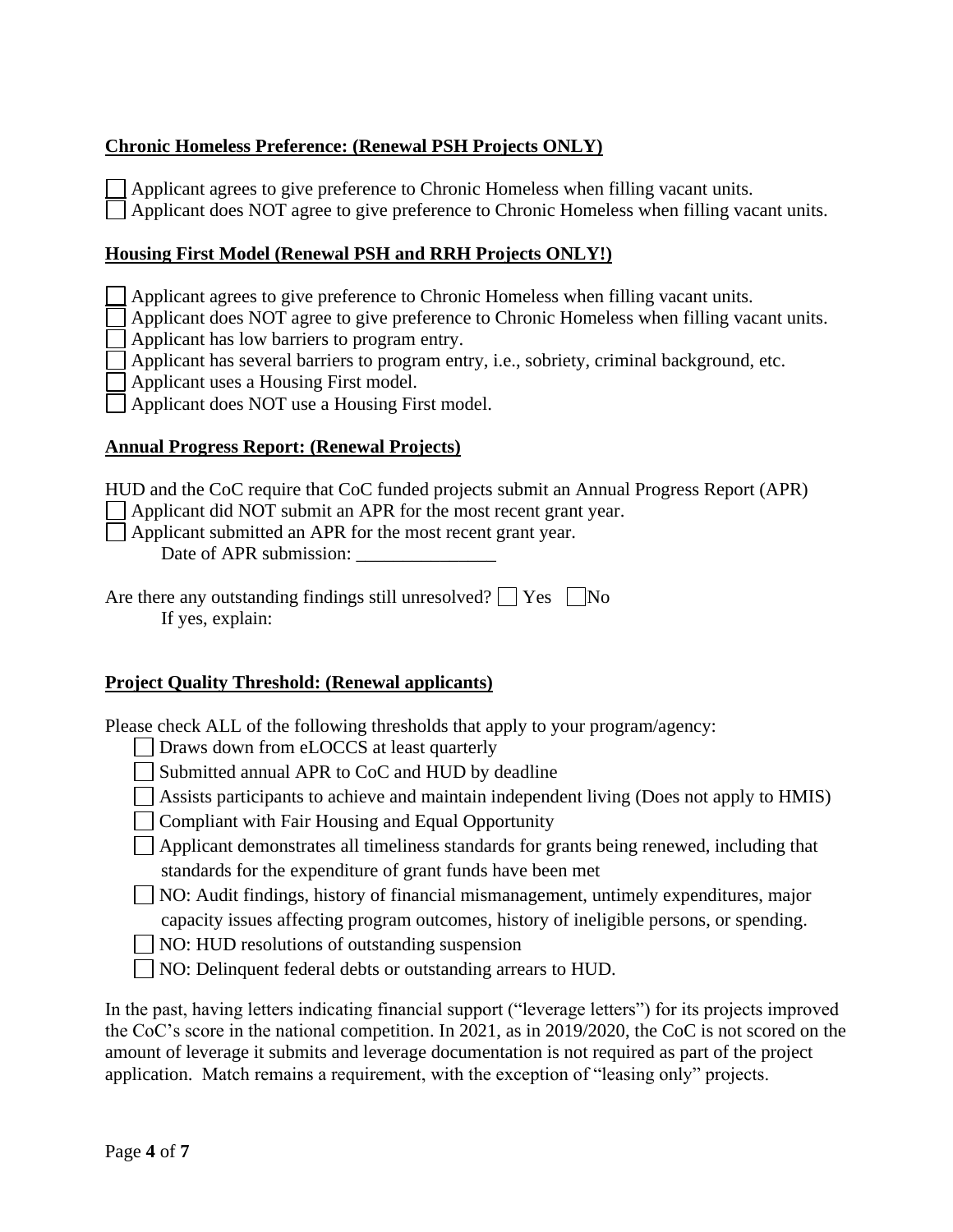**Chronic Homeless Preference: (Renewal PSH Projects ONLY)**

☐ Applicant agrees to give preference to Chronic Homeless when filling vacant units.
☐ Applicant does NOT agree to give preference to Chronic Homeless when filling vacant units.

**Housing First Model (Renewal PSH and RRH Projects ONLY!)**

☐ Applicant agrees to give preference to Chronic Homeless when filling vacant units.
☐ Applicant does NOT agree to give preference to Chronic Homeless when filling vacant units.
☐ Applicant has low barriers to program entry.
☐ Applicant has several barriers to program entry, i.e., sobriety, criminal background, etc.
☐ Applicant uses a Housing First model.
☐ Applicant does NOT use a Housing First model.

**Annual Progress Report: (Renewal Projects)**

HUD and the CoC require that CoC funded projects submit an Annual Progress Report (APR)
☐ Applicant did NOT submit an APR for the most recent grant year.
☐ Applicant submitted an APR for the most recent grant year.
Date of APR submission: _______________

Are there any outstanding findings still unresolved? ☐ Yes ☐ No
If yes, explain:

**Project Quality Threshold: (Renewal applicants)**

Please check ALL of the following thresholds that apply to your program/agency:

☐ Draws down from eLOCCS at least quarterly
☐ Submitted annual APR to CoC and HUD by deadline
☐ Assists participants to achieve and maintain independent living (Does not apply to HMIS)
☐ Compliant with Fair Housing and Equal Opportunity
☐ Applicant demonstrates all timeliness standards for grants being renewed, including that standards for the expenditure of grant funds have been met
☐ NO: Audit findings, history of financial mismanagement, untimely expenditures, major capacity issues affecting program outcomes, history of ineligible persons, or spending.
☐ NO: HUD resolutions of outstanding suspension
☐ NO: Delinquent federal debts or outstanding arrears to HUD.

In the past, having letters indicating financial support ("leverage letters") for its projects improved the CoC's score in the national competition. In 2021, as in 2019/2020, the CoC is not scored on the amount of leverage it submits and leverage documentation is not required as part of the project application. Match remains a requirement, with the exception of "leasing only" projects.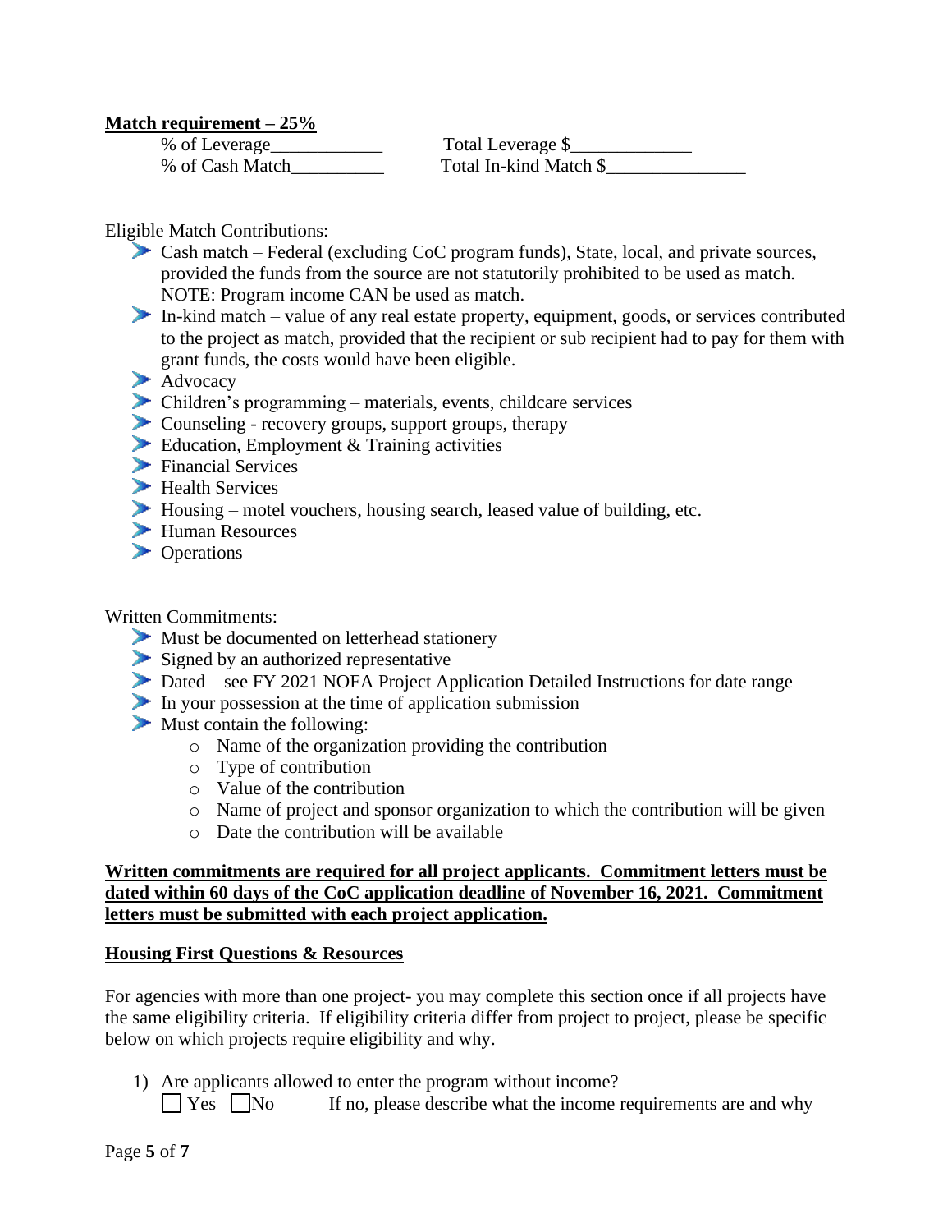**Match requirement – 25%**

% of Leverage____________ Total Leverage $_____________

% of Cash Match__________ Total In-kind Match $_______________

Eligible Match Contributions:

- Cash match – Federal (excluding CoC program funds), State, local, and private sources, provided the funds from the source are not statutorily prohibited to be used as match. NOTE: Program income CAN be used as match.
- In-kind match – value of any real estate property, equipment, goods, or services contributed to the project as match, provided that the recipient or sub recipient had to pay for them with grant funds, the costs would have been eligible.
- Advocacy
- Children's programming – materials, events, childcare services
- Counseling - recovery groups, support groups, therapy
- Education, Employment & Training activities
- Financial Services
- Health Services
- Housing – motel vouchers, housing search, leased value of building, etc.
- Human Resources
- Operations

Written Commitments:

- Must be documented on letterhead stationery
- Signed by an authorized representative
- Dated – see FY 2021 NOFA Project Application Detailed Instructions for date range
- In your possession at the time of application submission
- Must contain the following:
  - Name of the organization providing the contribution
  - Type of contribution
  - Value of the contribution
  - Name of project and sponsor organization to which the contribution will be given
  - Date the contribution will be available

**Written commitments are required for all project applicants. Commitment letters must be dated within 60 days of the CoC application deadline of November 16, 2021. Commitment letters must be submitted with each project application.**

**Housing First Questions & Resources**

For agencies with more than one project- you may complete this section once if all projects have the same eligibility criteria. If eligibility criteria differ from project to project, please be specific below on which projects require eligibility and why.

1) Are applicants allowed to enter the program without income?

   ☐ Yes ☐ No If no, please describe what the income requirements are and why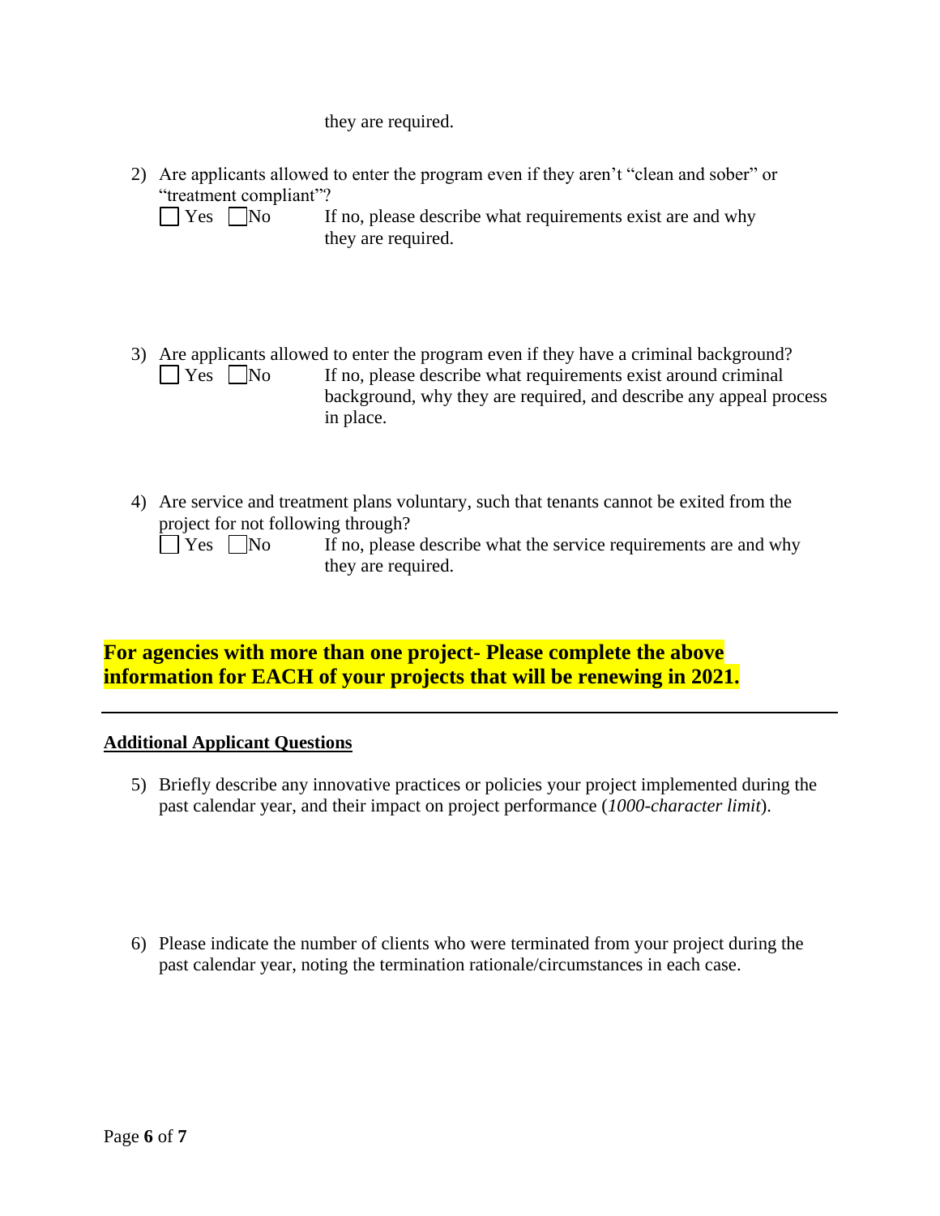they are required.

2) Are applicants allowed to enter the program even if they aren't "clean and sober" or "treatment compliant"?

☐ Yes ☐ No   If no, please describe what requirements exist are and why they are required.

3) Are applicants allowed to enter the program even if they have a criminal background?

☐ Yes ☐ No   If no, please describe what requirements exist around criminal background, why they are required, and describe any appeal process in place.

4) Are service and treatment plans voluntary, such that tenants cannot be exited from the project for not following through?

☐ Yes ☐ No   If no, please describe what the service requirements are and why they are required.

**For agencies with more than one project- Please complete the above information for EACH of your projects that will be renewing in 2021.**

---

**Additional Applicant Questions**

5) Briefly describe any innovative practices or policies your project implemented during the past calendar year, and their impact on project performance (*1000-character limit*).

6) Please indicate the number of clients who were terminated from your project during the past calendar year, noting the termination rationale/circumstances in each case.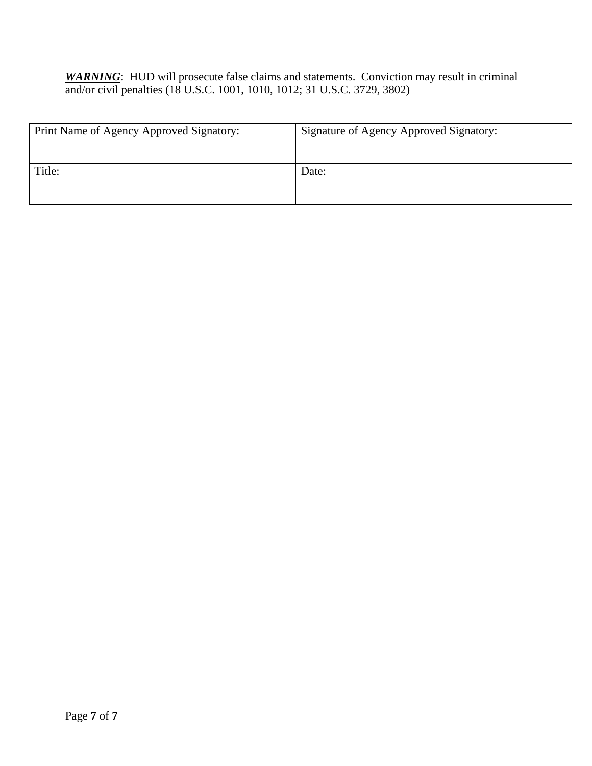***WARNING***: HUD will prosecute false claims and statements. Conviction may result in criminal and/or civil penalties (18 U.S.C. 1001, 1010, 1012; 31 U.S.C. 3729, 3802)

| | |
|---|---|
| Print Name of Agency Approved Signatory: | Signature of Agency Approved Signatory: |
| Title: | Date: |